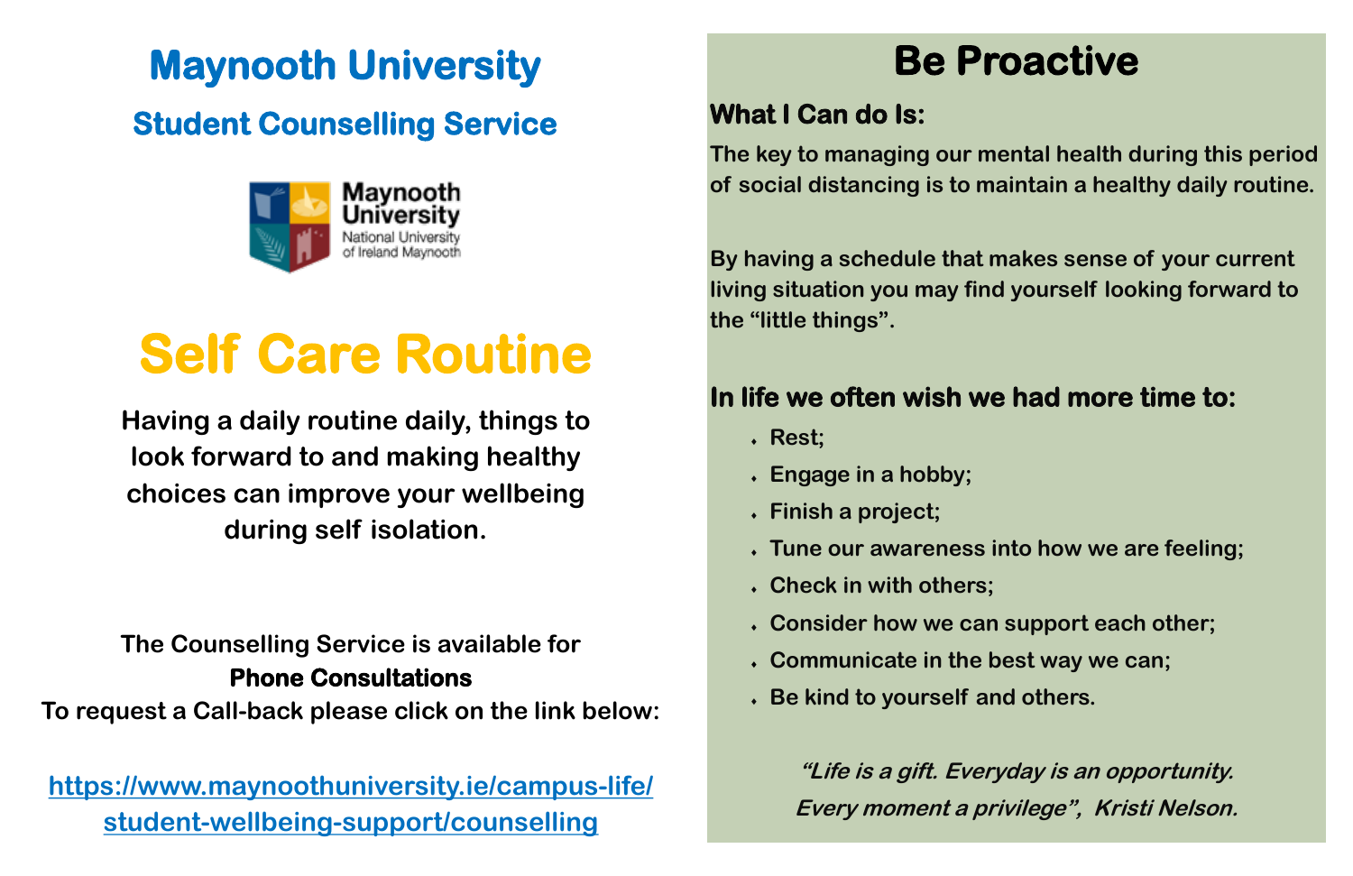# Maynooth University

## Student Counselling Service

# Self Care Routine

**Having a daily routine daily, things to look forward to and making healthy choices can improve your wellbeing during self isolation.**

**The Counselling Service is available for**
**Phone Consultations**
**To request a Call-back please click on the link below:**

https://www.maynoothuniversity.ie/campus-life/student-wellbeing-support/counselling

# Be Proactive

### What I Can do Is:

**The key to managing our mental health during this period of social distancing is to maintain a healthy daily routine.**

**By having a schedule that makes sense of your current living situation you may find yourself looking forward to the "little things".**

### In life we often wish we had more time to:

- Rest;
- Engage in a hobby;
- Finish a project;
- Tune our awareness into how we are feeling;
- Check in with others;
- Consider how we can support each other;
- Communicate in the best way we can;
- Be kind to yourself and others.

***"Life is a gift. Everyday is an opportunity. Every moment a privilege", Kristi Nelson.***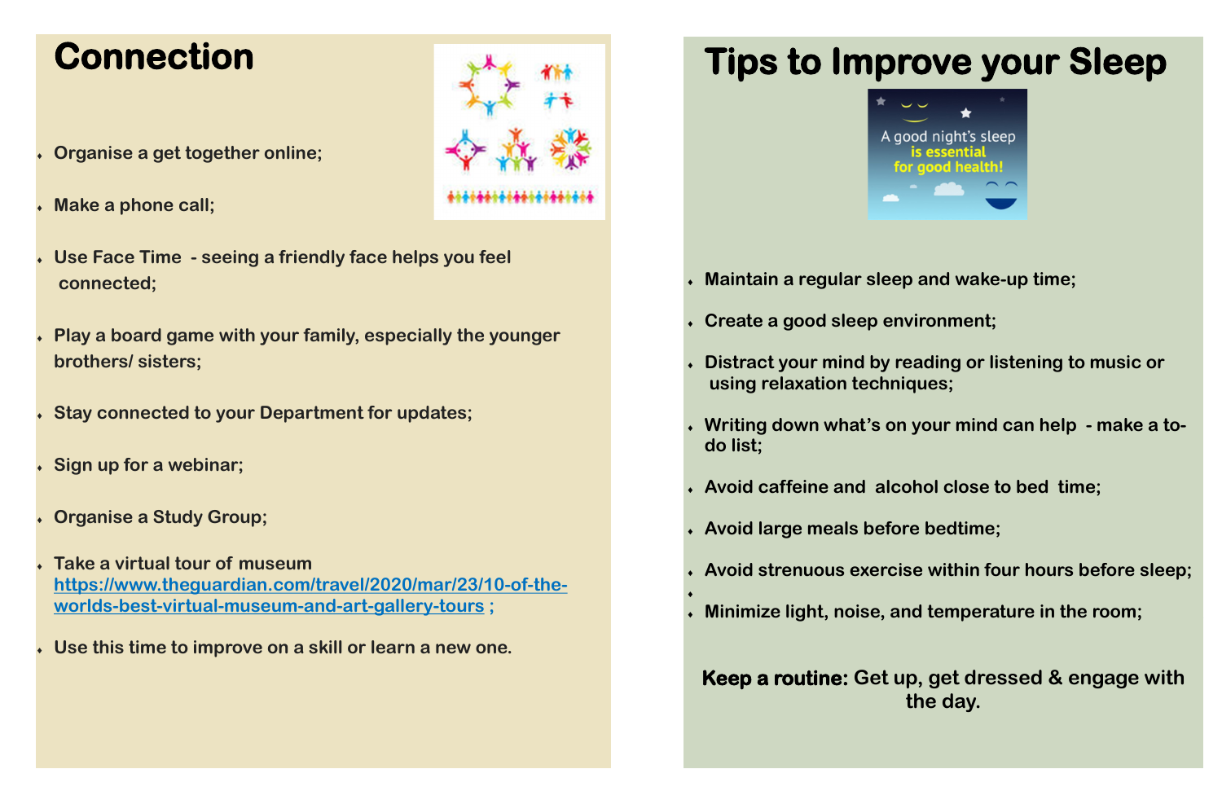# Connection

- Organise a get together online;
- Make a phone call;
- Use Face Time - seeing a friendly face helps you feel connected;
- Play a board game with your family, especially the younger brothers/ sisters;
- Stay connected to your Department for updates;
- Sign up for a webinar;
- Organise a Study Group;
- Take a virtual tour of museum [https://www.theguardian.com/travel/2020/mar/23/10-of-the-worlds-best-virtual-museum-and-art-gallery-tours](https://www.theguardian.com/travel/2020/mar/23/10-of-the-worlds-best-virtual-museum-and-art-gallery-tours) ;
- Use this time to improve on a skill or learn a new one.

# Tips to Improve your Sleep

A good night's sleep is essential for good health!

- Maintain a regular sleep and wake-up time;
- Create a good sleep environment;
- Distract your mind by reading or listening to music or using relaxation techniques;
- Writing down what's on your mind can help - make a to-do list;
- Avoid caffeine and alcohol close to bed time;
- Avoid large meals before bedtime;
- Avoid strenuous exercise within four hours before sleep;
- Minimize light, noise, and temperature in the room;

**Keep a routine:** Get up, get dressed & engage with the day.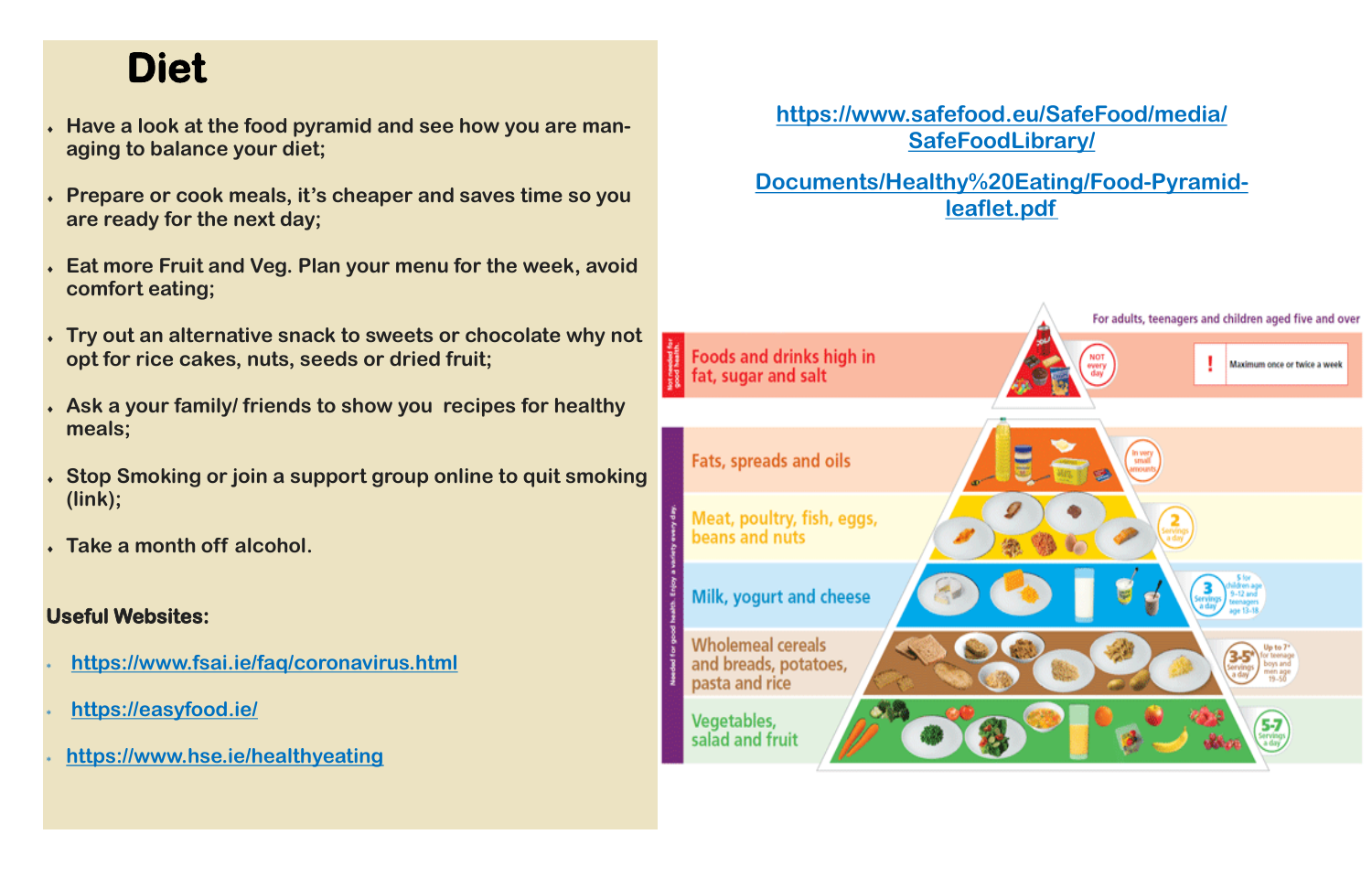# Diet

- Have a look at the food pyramid and see how you are managing to balance your diet;
- Prepare or cook meals, it's cheaper and saves time so you are ready for the next day;
- Eat more Fruit and Veg. Plan your menu for the week, avoid comfort eating;
- Try out an alternative snack to sweets or chocolate why not opt for rice cakes, nuts, seeds or dried fruit;
- Ask a your family/ friends to show you recipes for healthy meals;
- Stop Smoking or join a support group online to quit smoking (link);
- Take a month off alcohol.

**Useful Websites:**

- https://www.fsai.ie/faq/coronavirus.html
- https://easyfood.ie/
- https://www.hse.ie/healthyeating

https://www.safefood.eu/SafeFood/media/SafeFoodLibrary/Documents/Healthy%20Eating/Food-Pyramid-leaflet.pdf

For adults, teenagers and children aged five and over

Not needed for good health.

- Foods and drinks high in fat, sugar and salt — NOT every day — Maximum once or twice a week

Needed for good health. Enjoy a variety every day.

- Fats, spreads and oils — In very small amounts
- Meat, poultry, fish, eggs, beans and nuts — 2 Servings a day
- Milk, yogurt and cheese — 3 Servings a day — 5 for children age 9–12 and teenagers age 13–18
- Wholemeal cereals and breads, potatoes, pasta and rice — 3–5* Servings a day — *Up to 7* for teenage boys and men age 19–50
- Vegetables, salad and fruit — 5–7 Servings a day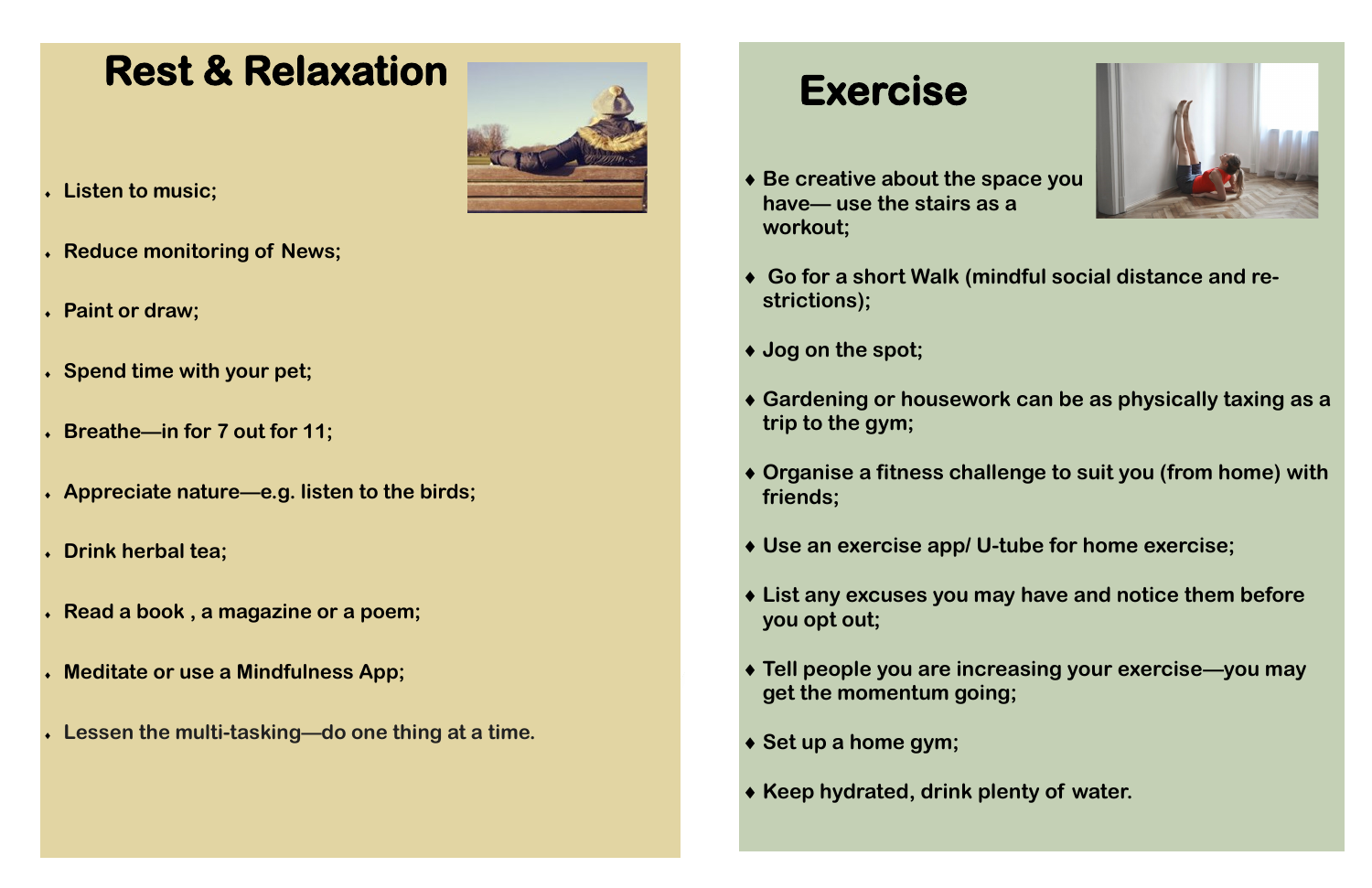# Rest & Relaxation

- Listen to music;
- Reduce monitoring of News;
- Paint or draw;
- Spend time with your pet;
- Breathe—in for 7 out for 11;
- Appreciate nature—e.g. listen to the birds;
- Drink herbal tea;
- Read a book , a magazine or a poem;
- Meditate or use a Mindfulness App;
- Lessen the multi-tasking—do one thing at a time.

# Exercise

- Be creative about the space you have— use the stairs as a workout;
- Go for a short Walk (mindful social distance and restrictions);
- Jog on the spot;
- Gardening or housework can be as physically taxing as a trip to the gym;
- Organise a fitness challenge to suit you (from home) with friends;
- Use an exercise app/ U-tube for home exercise;
- List any excuses you may have and notice them before you opt out;
- Tell people you are increasing your exercise—you may get the momentum going;
- Set up a home gym;
- Keep hydrated, drink plenty of water.